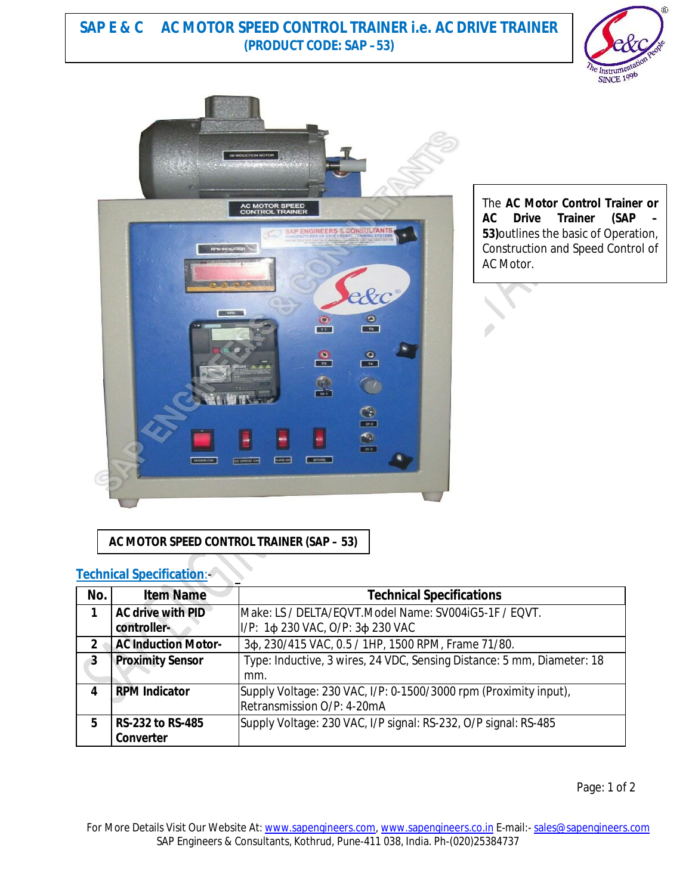# SAP E & C AC MOTOR SPEED CONTROL TRAINER i.e. AC DRIVE TRAINER

**(PRODUCT CODE: SAP – 53)**

The **AC Motor Control Trainer or AC Drive Trainer (SAP – 53)**outlines the basic of Operation, Construction and Speed Control of AC Motor.

**AC MOTOR SPEED CONTROL TRAINER (SAP – 53)**

## Technical Specification:-

| No. | Item Name | Technical Specifications |
|---|---|---|
| 1 | **AC drive with PID controller-** | Make: LS / DELTA/EQVT.Model Name: SV004iG5-1F / EQVT. I/P: 1ϕ 230 VAC, O/P: 3ϕ 230 VAC |
| 2 | **AC Induction Motor-** | 3ϕ, 230/415 VAC, 0.5 / 1HP, 1500 RPM, Frame 71/80. |
| 3 | **Proximity Sensor** | Type: Inductive, 3 wires, 24 VDC, Sensing Distance: 5 mm, Diameter: 18 mm. |
| 4 | **RPM Indicator** | Supply Voltage: 230 VAC, I/P: 0-1500/3000 rpm (Proximity input), Retransmission O/P: 4-20mA |
| 5 | **RS-232 to RS-485 Converter** | Supply Voltage: 230 VAC, I/P signal: RS-232, O/P signal: RS-485 |

For More Details Visit Our Website At: www.sapengineers.com, www.sapengineers.co.in E-mail:- sales@sapengineers.com
SAP Engineers & Consultants, Kothrud, Pune-411 038, India. Ph-(020)25384737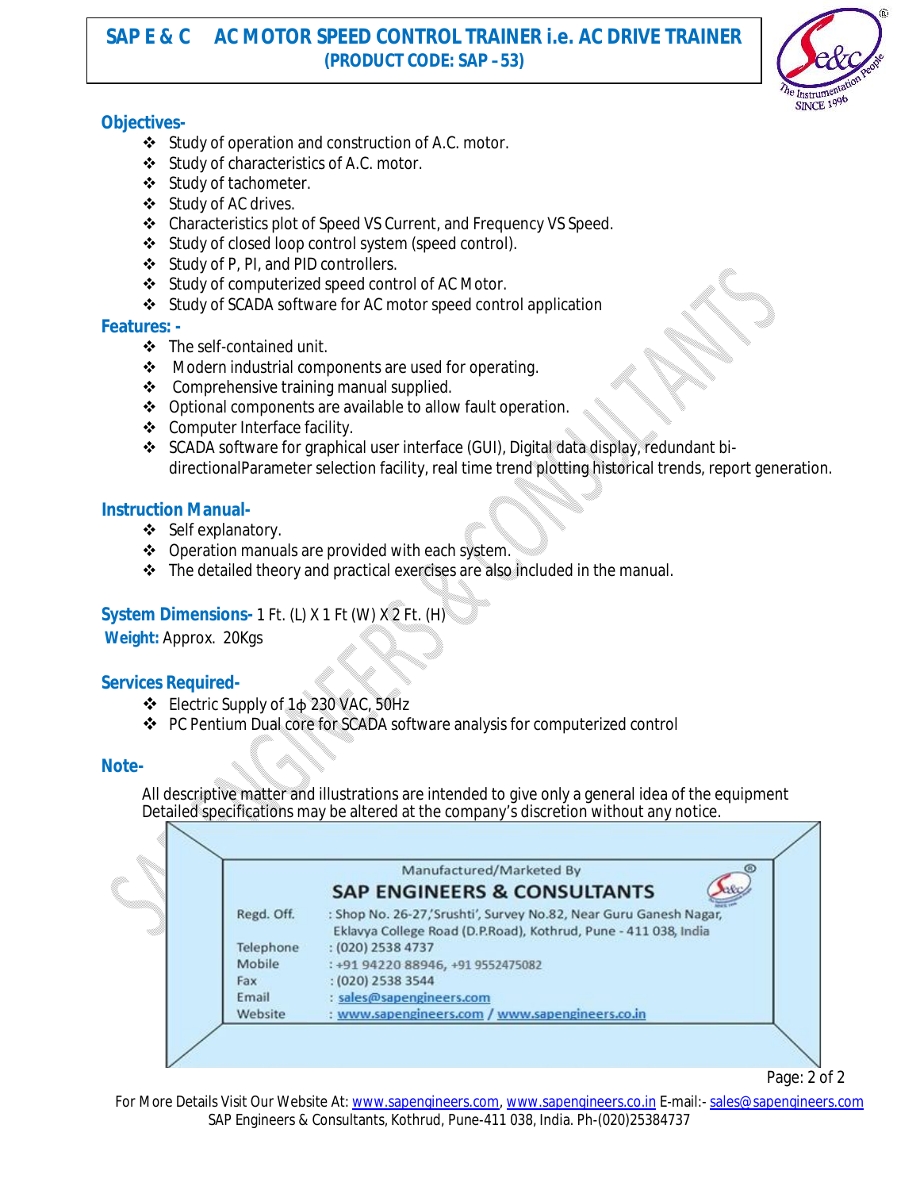# SAP E & C AC MOTOR SPEED CONTROL TRAINER i.e. AC DRIVE TRAINER
**(PRODUCT CODE: SAP – 53)**

## Objectives-

- Study of operation and construction of A.C. motor.
- Study of characteristics of A.C. motor.
- Study of tachometer.
- Study of AC drives.
- Characteristics plot of Speed VS Current, and Frequency VS Speed.
- Study of closed loop control system (speed control).
- Study of P, PI, and PID controllers.
- Study of computerized speed control of AC Motor.
- Study of SCADA software for AC motor speed control application

## Features: -

- The self-contained unit.
- Modern industrial components are used for operating.
- Comprehensive training manual supplied.
- Optional components are available to allow fault operation.
- Computer Interface facility.
- SCADA software for graphical user interface (GUI), Digital data display, redundant bi-directionalParameter selection facility, real time trend plotting historical trends, report generation.

## Instruction Manual-

- Self explanatory.
- Operation manuals are provided with each system.
- The detailed theory and practical exercises are also included in the manual.

**System Dimensions-** 1 Ft. (L) X 1 Ft (W) X 2 Ft. (H)

**Weight:** Approx. 20Kgs

## Services Required-

- Electric Supply of 1ϕ 230 VAC, 50Hz
- PC Pentium Dual core for SCADA software analysis for computerized control

## Note-

All descriptive matter and illustrations are intended to give only a general idea of the equipment Detailed specifications may be altered at the company's discretion without any notice.

Manufactured/Marketed By

**SAP ENGINEERS & CONSULTANTS**

| | |
|---|---|
| Regd. Off. | : Shop No. 26-27,'Srushti', Survey No.82, Near Guru Ganesh Nagar, Eklavya College Road (D.P.Road), Kothrud, Pune - 411 038, India |
| Telephone | : (020) 2538 4737 |
| Mobile | : +91 94220 88946, +91 9552475082 |
| Fax | : (020) 2538 3544 |
| Email | : sales@sapengineers.com |
| Website | : www.sapengineers.com / www.sapengineers.co.in |

For More Details Visit Our Website At: www.sapengineers.com, www.sapengineers.co.in E-mail:- sales@sapengineers.com
SAP Engineers & Consultants, Kothrud, Pune-411 038, India. Ph-(020)25384737